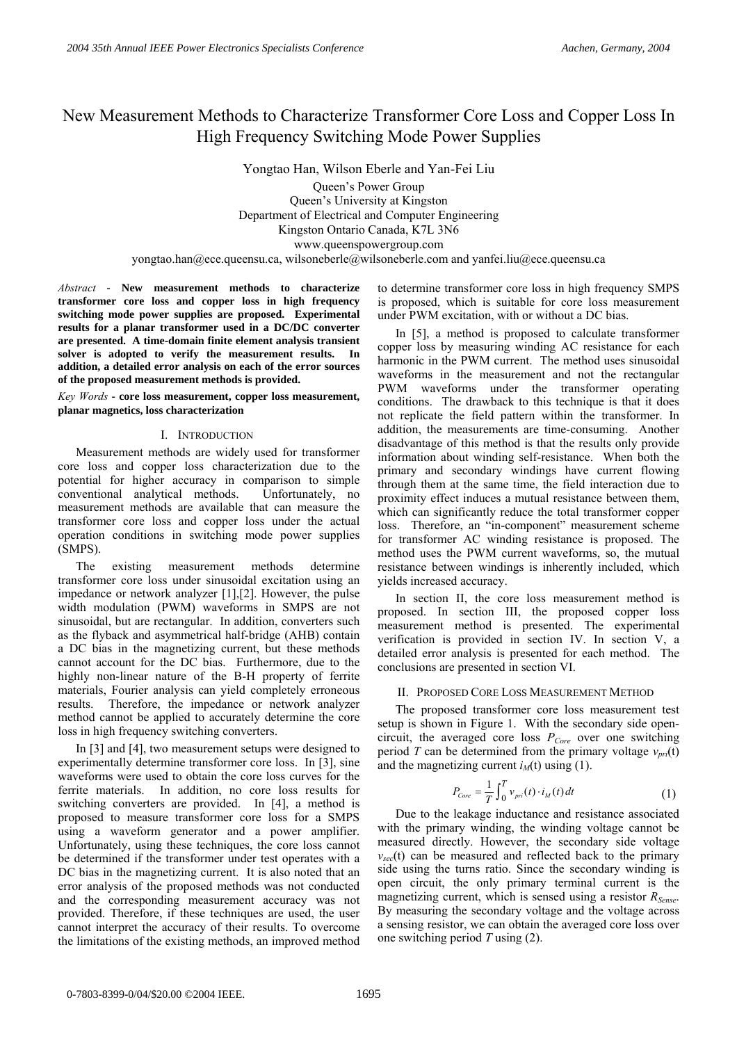# New Measurement Methods to Characterize Transformer Core Loss and Copper Loss In High Frequency Switching Mode Power Supplies

Yongtao Han, Wilson Eberle and Yan-Fei Liu

Queen's Power Group
Queen's University at Kingston
Department of Electrical and Computer Engineering
Kingston Ontario Canada, K7L 3N6
www.queenspowergroup.com
yongtao.han@ece.queensu.ca, wilsoneberle@wilsoneberle.com and yanfei.liu@ece.queensu.ca

*Abstract* - **New measurement methods to characterize transformer core loss and copper loss in high frequency switching mode power supplies are proposed. Experimental results for a planar transformer used in a DC/DC converter are presented. A time-domain finite element analysis transient solver is adopted to verify the measurement results. In addition, a detailed error analysis on each of the error sources of the proposed measurement methods is provided.**

*Key Words* - **core loss measurement, copper loss measurement, planar magnetics, loss characterization**

## I. Introduction

Measurement methods are widely used for transformer core loss and copper loss characterization due to the potential for higher accuracy in comparison to simple conventional analytical methods. Unfortunately, no measurement methods are available that can measure the transformer core loss and copper loss under the actual operation conditions in switching mode power supplies (SMPS).

The existing measurement methods determine transformer core loss under sinusoidal excitation using an impedance or network analyzer [1],[2]. However, the pulse width modulation (PWM) waveforms in SMPS are not sinusoidal, but are rectangular. In addition, converters such as the flyback and asymmetrical half-bridge (AHB) contain a DC bias in the magnetizing current, but these methods cannot account for the DC bias. Furthermore, due to the highly non-linear nature of the B-H property of ferrite materials, Fourier analysis can yield completely erroneous results. Therefore, the impedance or network analyzer method cannot be applied to accurately determine the core loss in high frequency switching converters.

In [3] and [4], two measurement setups were designed to experimentally determine transformer core loss. In [3], sine waveforms were used to obtain the core loss curves for the ferrite materials. In addition, no core loss results for switching converters are provided. In [4], a method is proposed to measure transformer core loss for a SMPS using a waveform generator and a power amplifier. Unfortunately, using these techniques, the core loss cannot be determined if the transformer under test operates with a DC bias in the magnetizing current. It is also noted that an error analysis of the proposed methods was not conducted and the corresponding measurement accuracy was not provided. Therefore, if these techniques are used, the user cannot interpret the accuracy of their results. To overcome the limitations of the existing methods, an improved method to determine transformer core loss in high frequency SMPS is proposed, which is suitable for core loss measurement under PWM excitation, with or without a DC bias.

In [5], a method is proposed to calculate transformer copper loss by measuring winding AC resistance for each harmonic in the PWM current. The method uses sinusoidal waveforms in the measurement and not the rectangular PWM waveforms under the transformer operating conditions. The drawback to this technique is that it does not replicate the field pattern within the transformer. In addition, the measurements are time-consuming. Another disadvantage of this method is that the results only provide information about winding self-resistance. When both the primary and secondary windings have current flowing through them at the same time, the field interaction due to proximity effect induces a mutual resistance between them, which can significantly reduce the total transformer copper loss. Therefore, an "in-component" measurement scheme for transformer AC winding resistance is proposed. The method uses the PWM current waveforms, so, the mutual resistance between windings is inherently included, which yields increased accuracy.

In section II, the core loss measurement method is proposed. In section III, the proposed copper loss measurement method is presented. The experimental verification is provided in section IV. In section V, a detailed error analysis is presented for each method. The conclusions are presented in section VI.

## II. Proposed Core Loss Measurement Method

The proposed transformer core loss measurement test setup is shown in Figure 1. With the secondary side open-circuit, the averaged core loss $P_{Core}$ over one switching period $T$ can be determined from the primary voltage $v_{pri}(t)$ and the magnetizing current $i_M(t)$ using (1).

$$P_{Core} = \frac{1}{T}\int_0^T v_{pri}(t) \cdot i_M(t)\, dt \tag{1}$$

Due to the leakage inductance and resistance associated with the primary winding, the winding voltage cannot be measured directly. However, the secondary side voltage $v_{sec}(t)$ can be measured and reflected back to the primary side using the turns ratio. Since the secondary winding is open circuit, the only primary terminal current is the magnetizing current, which is sensed using a resistor $R_{Sense}$. By measuring the secondary voltage and the voltage across a sensing resistor, we can obtain the averaged core loss over one switching period $T$ using (2).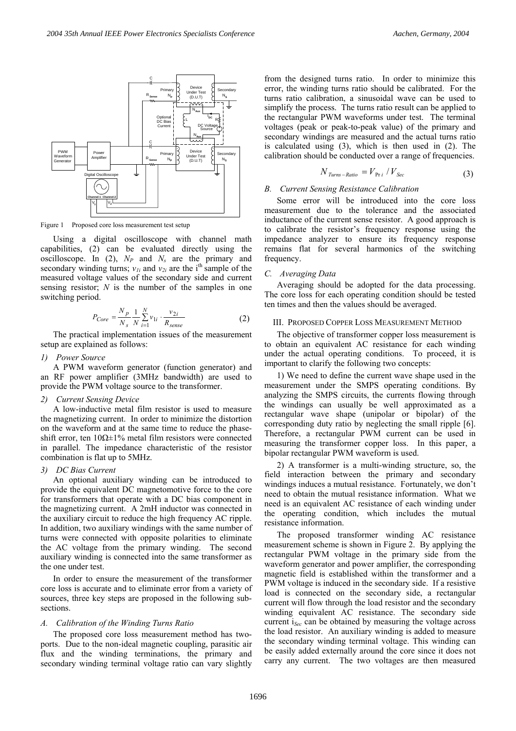Figure 1 Proposed core loss measurement test setup

Using a digital oscilloscope with channel math capabilities, (2) can be evaluated directly using the oscilloscope. In (2), $N_P$ and $N_s$ are the primary and secondary winding turns; $v_{1i}$ and $v_{2i}$ are the $i^{th}$ sample of the measured voltage values of the secondary side and current sensing resistor; $N$ is the number of the samples in one switching period.

$$P_{Core} = \frac{N_p}{N_s} \frac{1}{N} \sum_{i=1}^{N} v_{1i} \cdot \frac{v_{2i}}{R_{sense}} \tag{2}$$

The practical implementation issues of the measurement setup are explained as follows:

*1) Power Source*

A PWM waveform generator (function generator) and an RF power amplifier (3MHz bandwidth) are used to provide the PWM voltage source to the transformer.

*2) Current Sensing Device*

A low-inductive metal film resistor is used to measure the magnetizing current. In order to minimize the distortion on the waveform and at the same time to reduce the phase-shift error, ten 10Ω±1% metal film resistors were connected in parallel. The impedance characteristic of the resistor combination is flat up to 5MHz.

*3) DC Bias Current*

An optional auxiliary winding can be introduced to provide the equivalent DC magnetomotive force to the core for transformers that operate with a DC bias component in the magnetizing current. A 2mH inductor was connected in the auxiliary circuit to reduce the high frequency AC ripple. In addition, two auxiliary windings with the same number of turns were connected with opposite polarities to eliminate the AC voltage from the primary winding. The second auxiliary winding is connected into the same transformer as the one under test.

In order to ensure the measurement of the transformer core loss is accurate and to eliminate error from a variety of sources, three key steps are proposed in the following sub-sections.

### *A. Calibration of the Winding Turns Ratio*

The proposed core loss measurement method has two-ports. Due to the non-ideal magnetic coupling, parasitic air flux and the winding terminations, the primary and secondary winding terminal voltage ratio can vary slightly from the designed turns ratio. In order to minimize this error, the winding turns ratio should be calibrated. For the turns ratio calibration, a sinusoidal wave can be used to simplify the process. The turns ratio result can be applied to the rectangular PWM waveforms under test. The terminal voltages (peak or peak-to-peak value) of the primary and secondary windings are measured and the actual turns ratio is calculated using (3), which is then used in (2). The calibration should be conducted over a range of frequencies.

$$N_{Turns-Ratio} = V_{\Pr i} / V_{Sec} \tag{3}$$

### *B. Current Sensing Resistance Calibration*

Some error will be introduced into the core loss measurement due to the tolerance and the associated inductance of the current sense resistor. A good approach is to calibrate the resistor's frequency response using the impedance analyzer to ensure its frequency response remains flat for several harmonics of the switching frequency.

### *C. Averaging Data*

Averaging should be adopted for the data processing. The core loss for each operating condition should be tested ten times and then the values should be averaged.

## III. Proposed Copper Loss Measurement Method

The objective of transformer copper loss measurement is to obtain an equivalent AC resistance for each winding under the actual operating conditions. To proceed, it is important to clarify the following two concepts:

1) We need to define the current wave shape used in the measurement under the SMPS operating conditions. By analyzing the SMPS circuits, the currents flowing through the windings can usually be well approximated as a rectangular wave shape (unipolar or bipolar) of the corresponding duty ratio by neglecting the small ripple [6]. Therefore, a rectangular PWM current can be used in measuring the transformer copper loss. In this paper, a bipolar rectangular PWM waveform is used.

2) A transformer is a multi-winding structure, so, the field interaction between the primary and secondary windings induces a mutual resistance. Fortunately, we don't need to obtain the mutual resistance information. What we need is an equivalent AC resistance of each winding under the operating condition, which includes the mutual resistance information.

The proposed transformer winding AC resistance measurement scheme is shown in Figure 2. By applying the rectangular PWM voltage in the primary side from the waveform generator and power amplifier, the corresponding magnetic field is established within the transformer and a PWM voltage is induced in the secondary side. If a resistive load is connected on the secondary side, a rectangular current will flow through the load resistor and the secondary winding equivalent AC resistance. The secondary side current $i_{Sec}$ can be obtained by measuring the voltage across the load resistor. An auxiliary winding is added to measure the secondary winding terminal voltage. This winding can be easily added externally around the core since it does not carry any current. The two voltages are then measured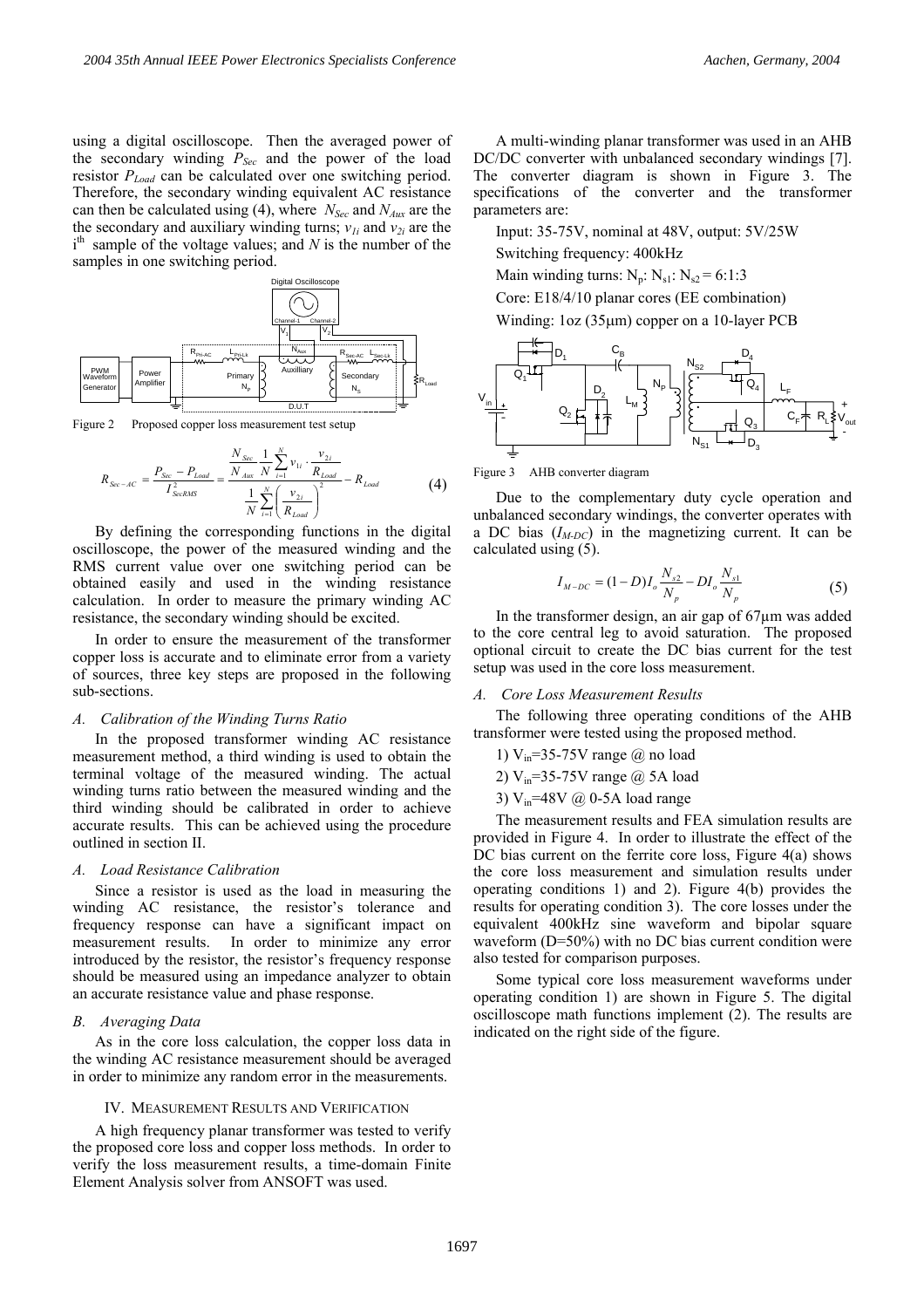using a digital oscilloscope. Then the averaged power of the secondary winding $P_{Sec}$ and the power of the load resistor $P_{Load}$ can be calculated over one switching period. Therefore, the secondary winding equivalent AC resistance can then be calculated using (4), where $N_{Sec}$ and $N_{Aux}$ are the the secondary and auxiliary winding turns; $v_{1i}$ and $v_{2i}$ are the i[th] sample of the voltage values; and $N$ is the number of the samples in one switching period.

Figure 2 Proposed copper loss measurement test setup

$$R_{Sec-AC} = \frac{P_{Sec} - P_{Load}}{I_{SecRMS}^2} = \frac{\frac{N_{Sec}}{N_{Aux}} \frac{1}{N} \sum_{i=1}^{N} v_{1i} \cdot \frac{v_{2i}}{R_{Load}}}{\frac{1}{N} \sum_{i=1}^{N} \left( \frac{v_{2i}}{R_{Load}} \right)^2} - R_{Load} \tag{4}$$

By defining the corresponding functions in the digital oscilloscope, the power of the measured winding and the RMS current value over one switching period can be obtained easily and used in the winding resistance calculation. In order to measure the primary winding AC resistance, the secondary winding should be excited.

In order to ensure the measurement of the transformer copper loss is accurate and to eliminate error from a variety of sources, three key steps are proposed in the following sub-sections.

### *A. Calibration of the Winding Turns Ratio*

In the proposed transformer winding AC resistance measurement method, a third winding is used to obtain the terminal voltage of the measured winding. The actual winding turns ratio between the measured winding and the third winding should be calibrated in order to achieve accurate results. This can be achieved using the procedure outlined in section II.

### *A. Load Resistance Calibration*

Since a resistor is used as the load in measuring the winding AC resistance, the resistor's tolerance and frequency response can have a significant impact on measurement results. In order to minimize any error introduced by the resistor, the resistor's frequency response should be measured using an impedance analyzer to obtain an accurate resistance value and phase response.

### *B. Averaging Data*

As in the core loss calculation, the copper loss data in the winding AC resistance measurement should be averaged in order to minimize any random error in the measurements.

## IV. Measurement Results and Verification

A high frequency planar transformer was tested to verify the proposed core loss and copper loss methods. In order to verify the loss measurement results, a time-domain Finite Element Analysis solver from ANSOFT was used.

A multi-winding planar transformer was used in an AHB DC/DC converter with unbalanced secondary windings [7]. The converter diagram is shown in Figure 3. The specifications of the converter and the transformer parameters are:

Input: 35-75V, nominal at 48V, output: 5V/25W

Switching frequency: 400kHz

Main winding turns: $N_p$: $N_{s1}$: $N_{s2}$ = 6:1:3

Core: E18/4/10 planar cores (EE combination)

Winding: 1oz (35μm) copper on a 10-layer PCB

Figure 3 AHB converter diagram

Due to the complementary duty cycle operation and unbalanced secondary windings, the converter operates with a DC bias ($I_{M\text{-}DC}$) in the magnetizing current. It can be calculated using (5).

$$I_{M-DC} = (1-D) I_o \frac{N_{s2}}{N_p} - D I_o \frac{N_{s1}}{N_p} \tag{5}$$

In the transformer design, an air gap of 67μm was added to the core central leg to avoid saturation. The proposed optional circuit to create the DC bias current for the test setup was used in the core loss measurement.

### *A. Core Loss Measurement Results*

The following three operating conditions of the AHB transformer were tested using the proposed method.

1) $V_{in}$=35-75V range @ no load

2) $V_{in}$=35-75V range @ 5A load

3) $V_{in}$=48V @ 0-5A load range

The measurement results and FEA simulation results are provided in Figure 4. In order to illustrate the effect of the DC bias current on the ferrite core loss, Figure 4(a) shows the core loss measurement and simulation results under operating conditions 1) and 2). Figure 4(b) provides the results for operating condition 3). The core losses under the equivalent 400kHz sine waveform and bipolar square waveform (D=50%) with no DC bias current condition were also tested for comparison purposes.

Some typical core loss measurement waveforms under operating condition 1) are shown in Figure 5. The digital oscilloscope math functions implement (2). The results are indicated on the right side of the figure.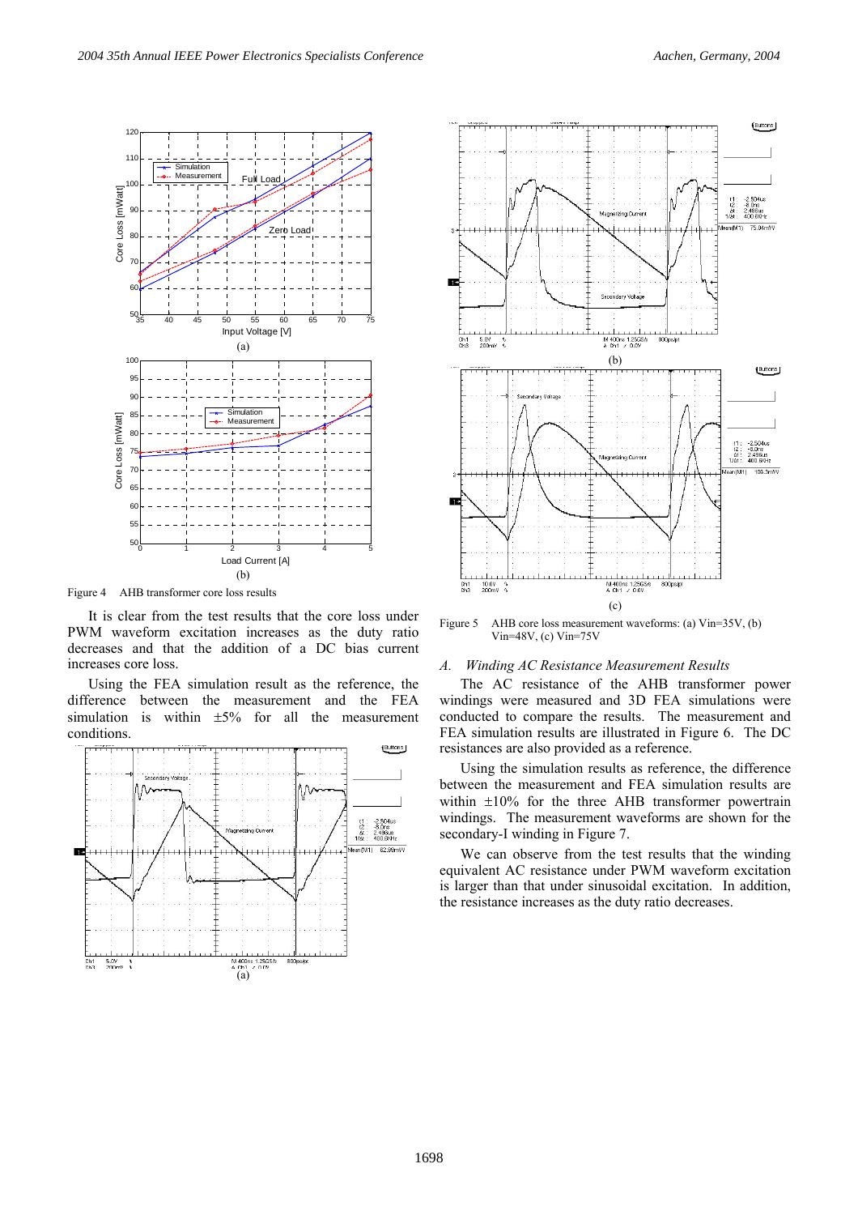Figure 4 AHB transformer core loss results

It is clear from the test results that the core loss under PWM waveform excitation increases as the duty ratio decreases and that the addition of a DC bias current increases core loss.

Using the FEA simulation result as the reference, the difference between the measurement and the FEA simulation is within ±5% for all the measurement conditions.

Figure 5 AHB core loss measurement waveforms: (a) Vin=35V, (b) Vin=48V, (c) Vin=75V

### A. *Winding AC Resistance Measurement Results*

The AC resistance of the AHB transformer power windings were measured and 3D FEA simulations were conducted to compare the results. The measurement and FEA simulation results are illustrated in Figure 6. The DC resistances are also provided as a reference.

Using the simulation results as reference, the difference between the measurement and FEA simulation results are within ±10% for the three AHB transformer powertrain windings. The measurement waveforms are shown for the secondary-I winding in Figure 7.

We can observe from the test results that the winding equivalent AC resistance under PWM waveform excitation is larger than that under sinusoidal excitation. In addition, the resistance increases as the duty ratio decreases.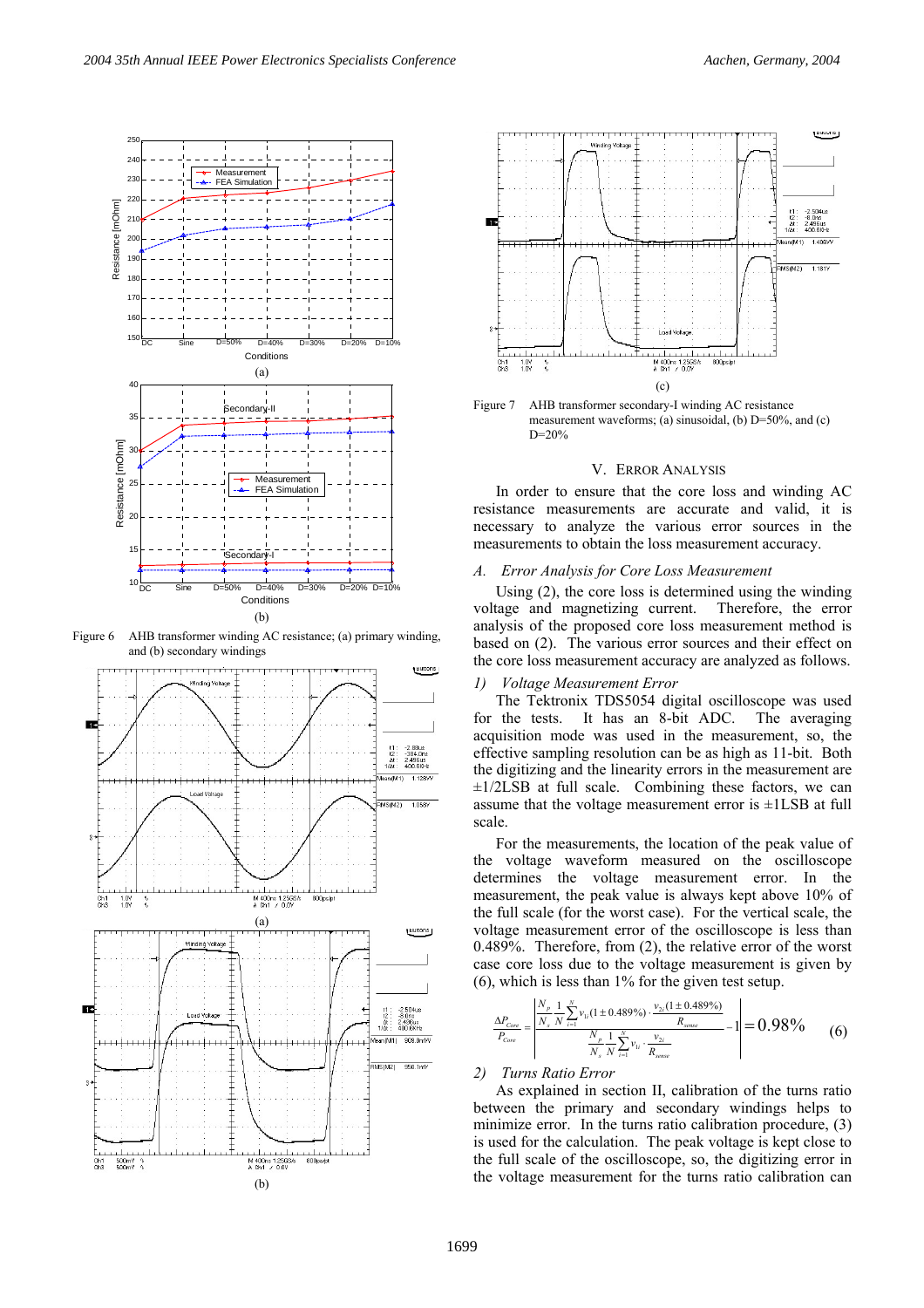Figure 6 AHB transformer winding AC resistance; (a) primary winding, and (b) secondary windings

Figure 7 AHB transformer secondary-I winding AC resistance measurement waveforms; (a) sinusoidal, (b) D=50%, and (c) D=20%

## V. Error Analysis

In order to ensure that the core loss and winding AC resistance measurements are accurate and valid, it is necessary to analyze the various error sources in the measurements to obtain the loss measurement accuracy.

### *A. Error Analysis for Core Loss Measurement*

Using (2), the core loss is determined using the winding voltage and magnetizing current. Therefore, the error analysis of the proposed core loss measurement method is based on (2). The various error sources and their effect on the core loss measurement accuracy are analyzed as follows.

#### *1) Voltage Measurement Error*

The Tektronix TDS5054 digital oscilloscope was used for the tests. It has an 8-bit ADC. The averaging acquisition mode was used in the measurement, so, the effective sampling resolution can be as high as 11-bit. Both the digitizing and the linearity errors in the measurement are ±1/2LSB at full scale. Combining these factors, we can assume that the voltage measurement error is ±1LSB at full scale.

For the measurements, the location of the peak value of the voltage waveform measured on the oscilloscope determines the voltage measurement error. In the measurement, the peak value is always kept above 10% of the full scale (for the worst case). For the vertical scale, the voltage measurement error of the oscilloscope is less than 0.489%. Therefore, from (2), the relative error of the worst case core loss due to the voltage measurement is given by (6), which is less than 1% for the given test setup.

$$\frac{\Delta P_{Core}}{P_{Core}} = \left| \frac{\frac{N_p}{N_s} \frac{1}{N} \sum_{i=1}^{N} v_{1i}(1 \pm 0.489\%) \cdot \frac{v_{2i}(1 \pm 0.489\%)}{R_{sense}}}{\frac{N_p}{N_s} \frac{1}{N} \sum_{i=1}^{N} v_{1i} \cdot \frac{v_{2i}}{R_{sense}}} - 1 \right| = 0.98\% \qquad (6)$$

#### *2) Turns Ratio Error*

As explained in section II, calibration of the turns ratio between the primary and secondary windings helps to minimize error. In the turns ratio calibration procedure, (3) is used for the calculation. The peak voltage is kept close to the full scale of the oscilloscope, so, the digitizing error in the voltage measurement for the turns ratio calibration can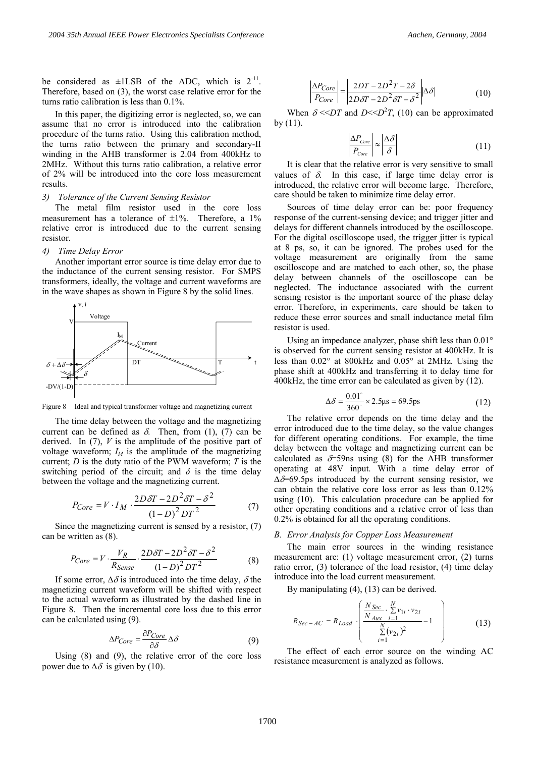be considered as ±1LSB of the ADC, which is $2^{-11}$. Therefore, based on (3), the worst case relative error for the turns ratio calibration is less than 0.1%.

In this paper, the digitizing error is neglected, so, we can assume that no error is introduced into the calibration procedure of the turns ratio. Using this calibration method, the turns ratio between the primary and secondary-II winding in the AHB transformer is 2.04 from 400kHz to 2MHz. Without this turns ratio calibration, a relative error of 2% will be introduced into the core loss measurement results.

*3) Tolerance of the Current Sensing Resistor*

The metal film resistor used in the core loss measurement has a tolerance of ±1%. Therefore, a 1% relative error is introduced due to the current sensing resistor.

*4) Time Delay Error*

Another important error source is time delay error due to the inductance of the current sensing resistor. For SMPS transformers, ideally, the voltage and current waveforms are in the wave shapes as shown in Figure 8 by the solid lines.

Figure 8 Ideal and typical transformer voltage and magnetizing current

The time delay between the voltage and the magnetizing current can be defined as $\delta$. Then, from (1), (7) can be derived. In (7), $V$ is the amplitude of the positive part of voltage waveform; $I_M$ is the amplitude of the magnetizing current; $D$ is the duty ratio of the PWM waveform; $T$ is the switching period of the circuit; and $\delta$ is the time delay between the voltage and the magnetizing current.

$$P_{Core} = V \cdot I_M \cdot \frac{2D\delta T - 2D^2 \delta T - \delta^2}{(1-D)^2 DT^2} \tag{7}$$

Since the magnetizing current is sensed by a resistor, (7) can be written as (8).

$$P_{Core} = V \cdot \frac{V_R}{R_{Sense}} \cdot \frac{2D\delta T - 2D^2 \delta T - \delta^2}{(1-D)^2 DT^2} \tag{8}$$

If some error, $\Delta\delta$ is introduced into the time delay, $\delta$ the magnetizing current waveform will be shifted with respect to the actual waveform as illustrated by the dashed line in Figure 8. Then the incremental core loss due to this error can be calculated using (9).

$$\Delta P_{Core} = \frac{\partial P_{Core}}{\partial \delta} \Delta\delta \tag{9}$$

Using (8) and (9), the relative error of the core loss power due to $\Delta\delta$ is given by (10).

$$\left| \frac{\Delta P_{Core}}{P_{Core}} \right| = \left| \frac{2DT - 2D^2 T - 2\delta}{2D\delta T - 2D^2 \delta T - \delta^2} \right| \left| \Delta\delta \right| \tag{10}$$

When $\delta << DT$ and $D << D^2 T$, (10) can be approximated by (11).

$$\left| \frac{\Delta P_{Core}}{P_{Core}} \right| \approx \left| \frac{\Delta\delta}{\delta} \right| \tag{11}$$

It is clear that the relative error is very sensitive to small values of $\delta$. In this case, if large time delay error is introduced, the relative error will become large. Therefore, care should be taken to minimize time delay error.

Sources of time delay error can be: poor frequency response of the current-sensing device; and trigger jitter and delays for different channels introduced by the oscilloscope. For the digital oscilloscope used, the trigger jitter is typical at 8 ps, so, it can be ignored. The probes used for the voltage measurement are originally from the same oscilloscope and are matched to each other, so, the phase delay between channels of the oscilloscope can be neglected. The inductance associated with the current sensing resistor is the important source of the phase delay error. Therefore, in experiments, care should be taken to reduce these error sources and small inductance metal film resistor is used.

Using an impedance analyzer, phase shift less than 0.01° is observed for the current sensing resistor at 400kHz. It is less than 0.02° at 800kHz and 0.05° at 2MHz. Using the phase shift at 400kHz and transferring it to delay time for 400kHz, the time error can be calculated as given by (12).

$$\Delta\delta = \frac{0.01^\circ}{360^\circ} \times 2.5\mu s = 69.5 ps \tag{12}$$

The relative error depends on the time delay and the error introduced due to the time delay, so the value changes for different operating conditions. For example, the time delay between the voltage and magnetizing current can be calculated as $\delta$=59ns using (8) for the AHB transformer operating at 48V input. With a time delay error of $\Delta\delta$=69.5ps introduced by the current sensing resistor, we can obtain the relative core loss error as less than 0.12% using (10). This calculation procedure can be applied for other operating conditions and a relative error of less than 0.2% is obtained for all the operating conditions.

### *B. Error Analysis for Copper Loss Measurement*

The main error sources in the winding resistance measurement are: (1) voltage measurement error, (2) turns ratio error, (3) tolerance of the load resistor, (4) time delay introduce into the load current measurement.

By manipulating (4), (13) can be derived.

$$R_{Sec-AC} = R_{Load} \cdot \left( \frac{\frac{N_{Sec}}{N_{Aux}} \cdot \sum_{i=1}^{N} v_{1i} \cdot v_{2i}}{\sum_{i=1}^{N} (v_{2i})^2} - 1 \right) \tag{13}$$

The effect of each error source on the winding AC resistance measurement is analyzed as follows.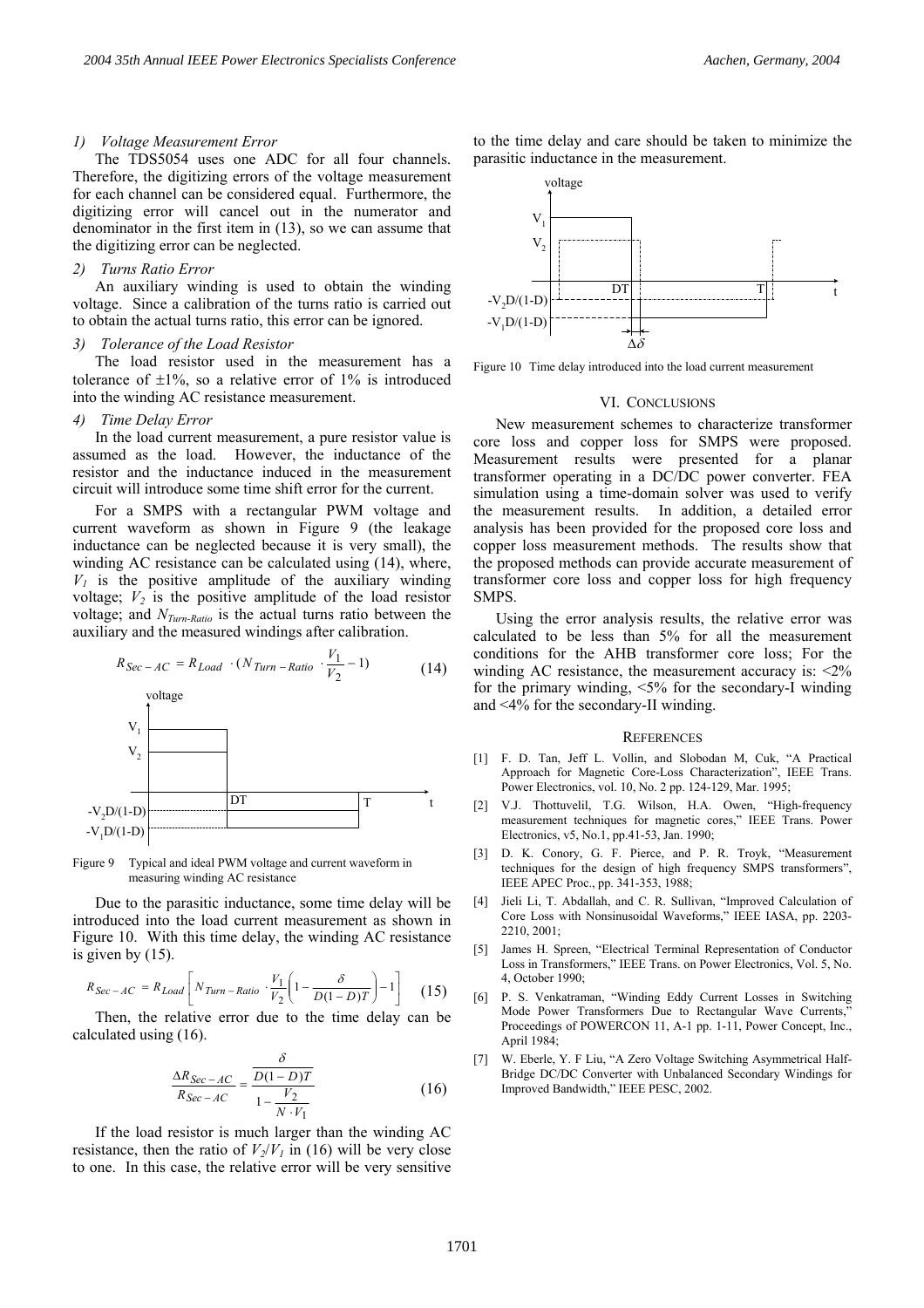### 1) Voltage Measurement Error

The TDS5054 uses one ADC for all four channels. Therefore, the digitizing errors of the voltage measurement for each channel can be considered equal. Furthermore, the digitizing error will cancel out in the numerator and denominator in the first item in (13), so we can assume that the digitizing error can be neglected.

### 2) Turns Ratio Error

An auxiliary winding is used to obtain the winding voltage. Since a calibration of the turns ratio is carried out to obtain the actual turns ratio, this error can be ignored.

### 3) Tolerance of the Load Resistor

The load resistor used in the measurement has a tolerance of ±1%, so a relative error of 1% is introduced into the winding AC resistance measurement.

### 4) Time Delay Error

In the load current measurement, a pure resistor value is assumed as the load. However, the inductance of the resistor and the inductance induced in the measurement circuit will introduce some time shift error for the current.

For a SMPS with a rectangular PWM voltage and current waveform as shown in Figure 9 (the leakage inductance can be neglected because it is very small), the winding AC resistance can be calculated using (14), where, $V_1$ is the positive amplitude of the auxiliary winding voltage; $V_2$ is the positive amplitude of the load resistor voltage; and $N_{Turn-Ratio}$ is the actual turns ratio between the auxiliary and the measured windings after calibration.

$$R_{Sec-AC} = R_{Load} \cdot (N_{Turn-Ratio} \cdot \frac{V_1}{V_2} - 1) \qquad (14)$$

voltage

$V_1$

$V_2$

DT

T

t

$-V_2D/(1-D)$

$-V_1D/(1-D)$

Figure 9 Typical and ideal PWM voltage and current waveform in measuring winding AC resistance

Due to the parasitic inductance, some time delay will be introduced into the load current measurement as shown in Figure 10. With this time delay, the winding AC resistance is given by (15).

$$R_{Sec-AC} = R_{Load}\left[N_{Turn-Ratio} \cdot \frac{V_1}{V_2}\left(1 - \frac{\delta}{D(1-D)T}\right) - 1\right] \qquad (15)$$

Then, the relative error due to the time delay can be calculated using (16).

$$\frac{\Delta R_{Sec-AC}}{R_{Sec-AC}} = \frac{\dfrac{\delta}{D(1-D)T}}{1 - \dfrac{V_2}{N \cdot V_1}} \qquad (16)$$

If the load resistor is much larger than the winding AC resistance, then the ratio of $V_2/V_1$ in (16) will be very close to one. In this case, the relative error will be very sensitive to the time delay and care should be taken to minimize the parasitic inductance in the measurement.

voltage

$V_1$

$V_2$

DT

T

t

$-V_2D/(1-D)$

$-V_1D/(1-D)$

$\Delta\delta$

Figure 10 Time delay introduced into the load current measurement

## VI. Conclusions

New measurement schemes to characterize transformer core loss and copper loss for SMPS were proposed. Measurement results were presented for a planar transformer operating in a DC/DC power converter. FEA simulation using a time-domain solver was used to verify the measurement results. In addition, a detailed error analysis has been provided for the proposed core loss and copper loss measurement methods. The results show that the proposed methods can provide accurate measurement of transformer core loss and copper loss for high frequency SMPS.

Using the error analysis results, the relative error was calculated to be less than 5% for all the measurement conditions for the AHB transformer core loss; For the winding AC resistance, the measurement accuracy is: <2% for the primary winding, <5% for the secondary-I winding and <4% for the secondary-II winding.

## References

[1] F. D. Tan, Jeff L. Vollin, and Slobodan M, Cuk, "A Practical Approach for Magnetic Core-Loss Characterization", IEEE Trans. Power Electronics, vol. 10, No. 2 pp. 124-129, Mar. 1995;

[2] V.J. Thottuvelil, T.G. Wilson, H.A. Owen, "High-frequency measurement techniques for magnetic cores," IEEE Trans. Power Electronics, v5, No.1, pp.41-53, Jan. 1990;

[3] D. K. Conory, G. F. Pierce, and P. R. Troyk, "Measurement techniques for the design of high frequency SMPS transformers", IEEE APEC Proc., pp. 341-353, 1988;

[4] Jieli Li, T. Abdallah, and C. R. Sullivan, "Improved Calculation of Core Loss with Nonsinusoidal Waveforms," IEEE IASA, pp. 2203-2210, 2001;

[5] James H. Spreen, "Electrical Terminal Representation of Conductor Loss in Transformers," IEEE Trans. on Power Electronics, Vol. 5, No. 4, October 1990;

[6] P. S. Venkatraman, "Winding Eddy Current Losses in Switching Mode Power Transformers Due to Rectangular Wave Currents," Proceedings of POWERCON 11, A-1 pp. 1-11, Power Concept, Inc., April 1984;

[7] W. Eberle, Y. F Liu, "A Zero Voltage Switching Asymmetrical Half-Bridge DC/DC Converter with Unbalanced Secondary Windings for Improved Bandwidth," IEEE PESC, 2002.